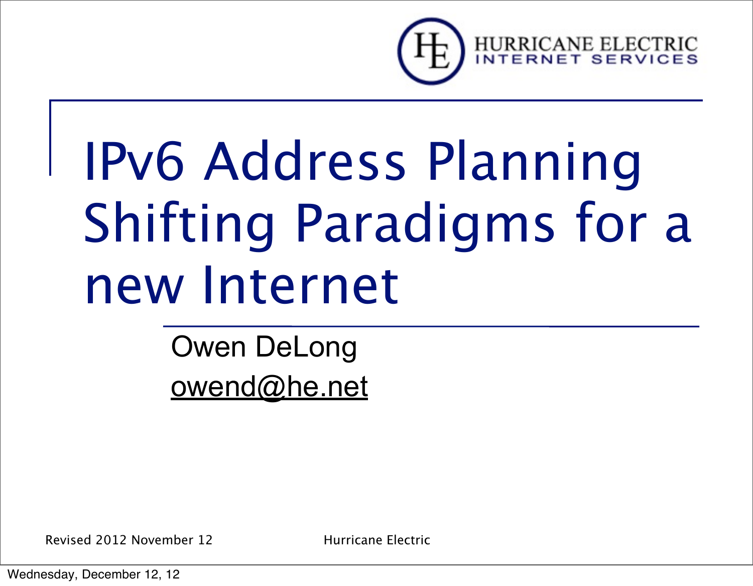HURRICANE ELECTRIC
INTERNET SERVICES

# IPv6 Address Planning Shifting Paradigms for a new Internet

Owen DeLong
owend@he.net

Revised 2012 November 12

Hurricane Electric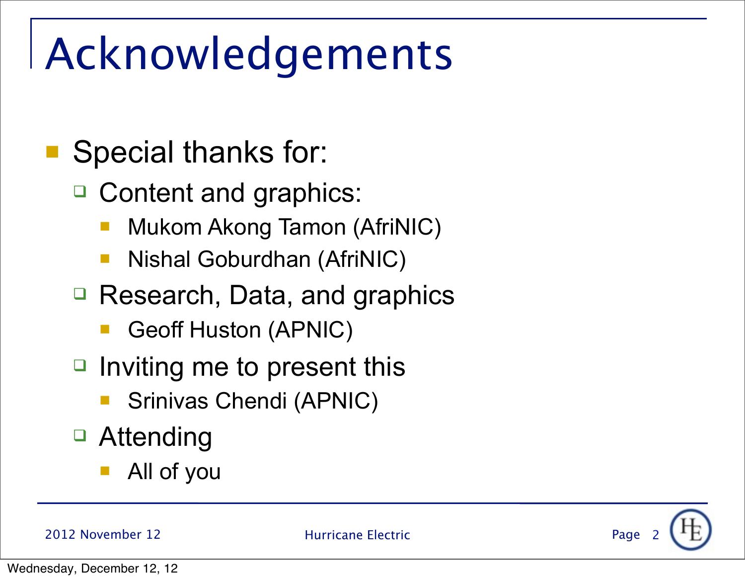# Acknowledgements

- Special thanks for:
  - Content and graphics:
    - Mukom Akong Tamon (AfriNIC)
    - Nishal Goburdhan (AfriNIC)
  - Research, Data, and graphics
    - Geoff Huston (APNIC)
  - Inviting me to present this
    - Srinivas Chendi (APNIC)
  - Attending
    - All of you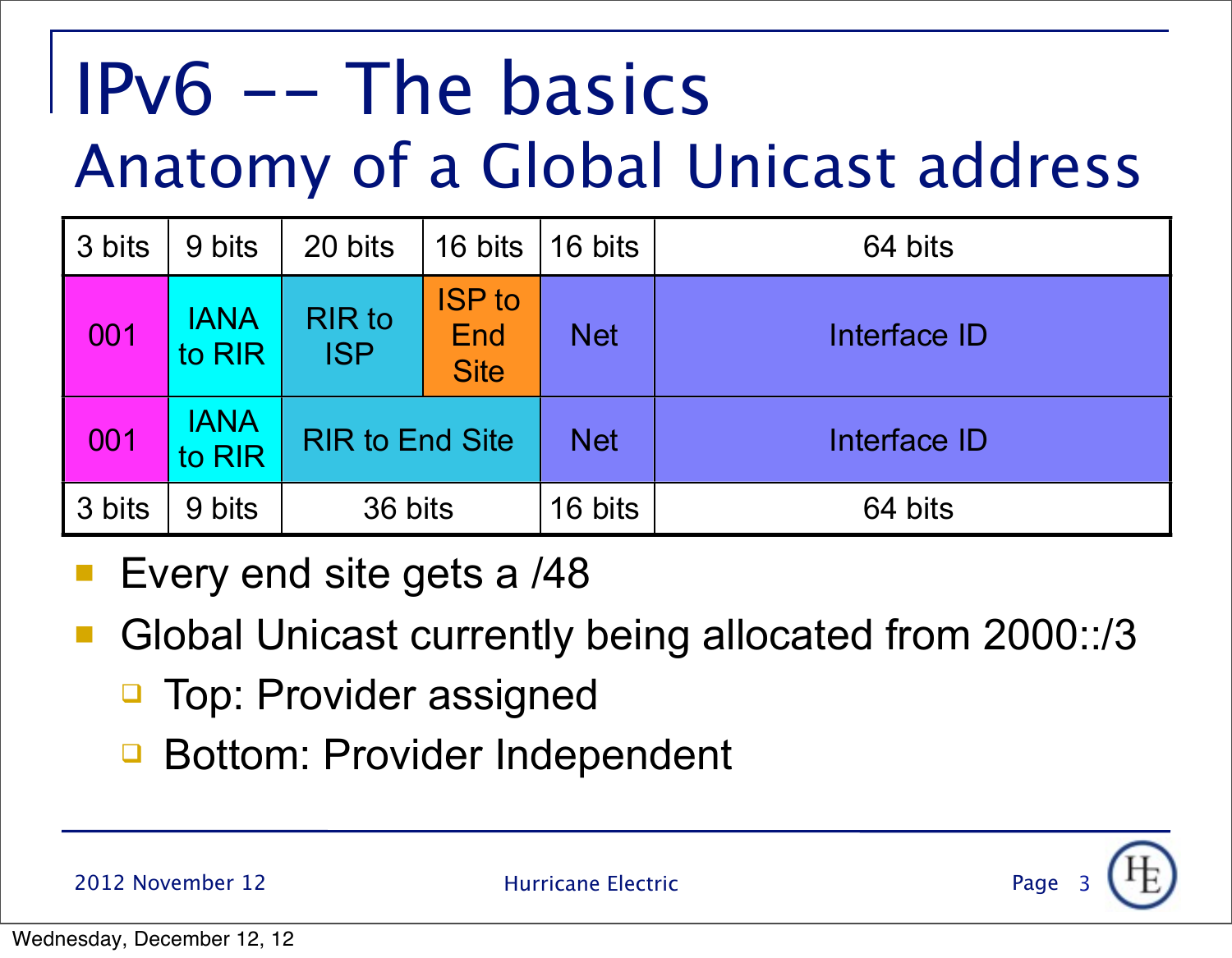# IPv6 -- The basics

## Anatomy of a Global Unicast address

| 3 bits | 9 bits | 20 bits | 16 bits | 16 bits | 64 bits |
|---|---|---|---|---|---|
| 001 | IANA to RIR | RIR to ISP | ISP to End Site | Net | Interface ID |
| 001 | IANA to RIR | RIR to End Site | | Net | Interface ID |
| 3 bits | 9 bits | 36 bits | | 16 bits | 64 bits |

- Every end site gets a /48
- Global Unicast currently being allocated from 2000::/3
  - Top: Provider assigned
  - Bottom: Provider Independent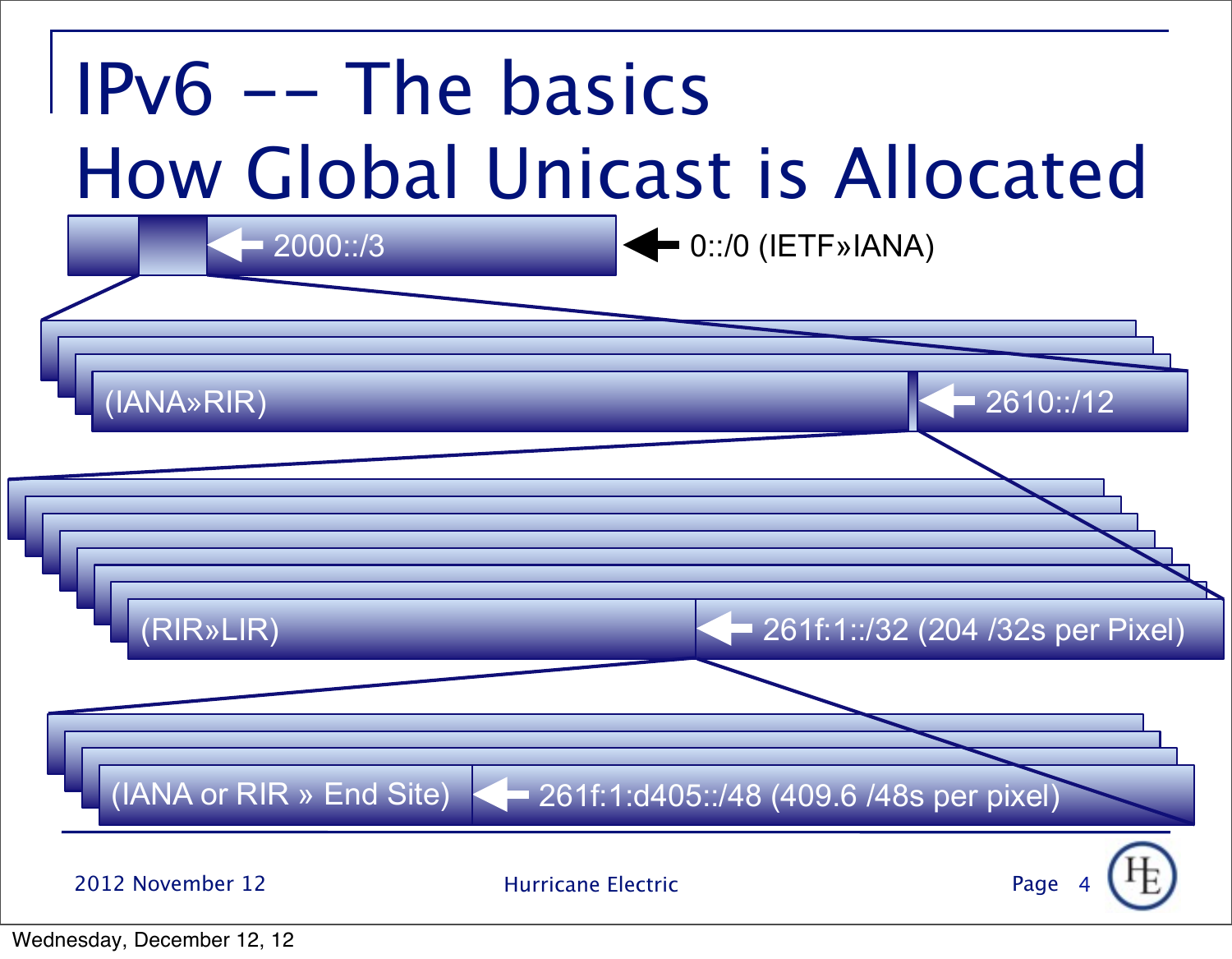# IPv6 -- The basics
# How Global Unicast is Allocated

- 2000::/3 ← 0::/0 (IETF»IANA)
- (IANA»RIR) ← 2610::/12
- (RIR»LIR) ← 261f:1::/32 (204 /32s per Pixel)
- (IANA or RIR » End Site) ← 261f:1:d405::/48 (409.6 /48s per pixel)

2012 November 12

Hurricane Electric

Wednesday, December 12, 12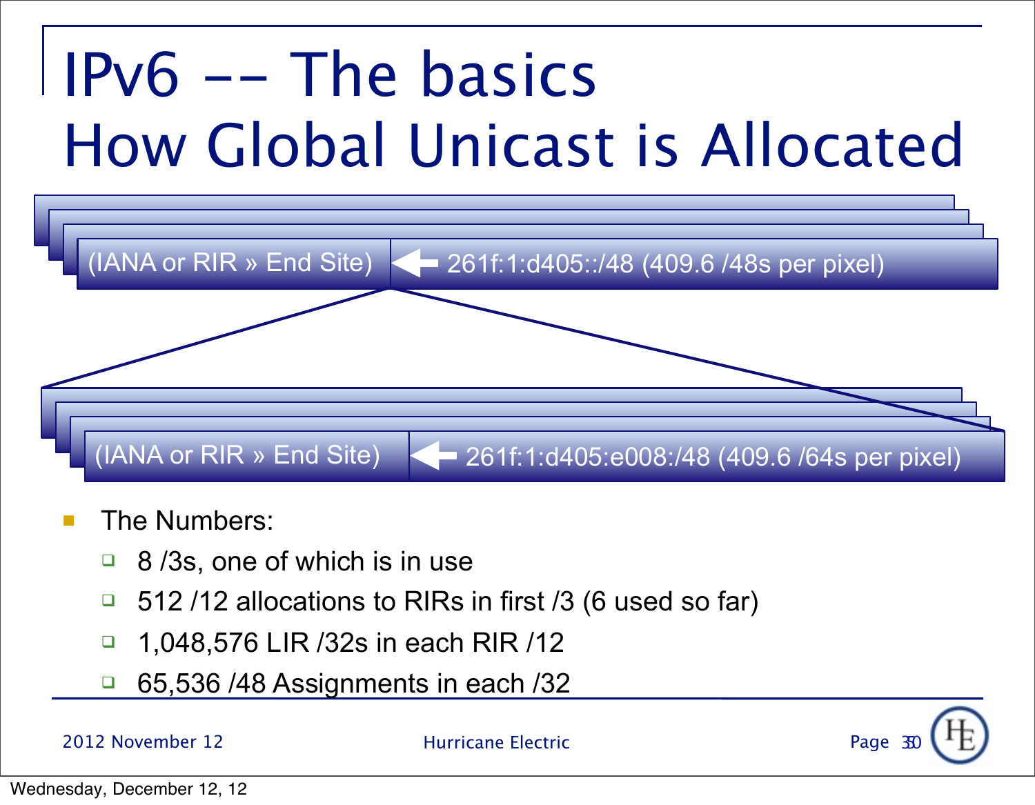# IPv6 -- The basics
# How Global Unicast is Allocated

(IANA or RIR » End Site) ← 261f:1:d405::/48 (409.6 /48s per pixel)

(IANA or RIR » End Site) ← 261f:1:d405:e008:/48 (409.6 /64s per pixel)

- The Numbers:
  - 8 /3s, one of which is in use
  - 512 /12 allocations to RIRs in first /3 (6 used so far)
  - 1,048,576 LIR /32s in each RIR /12
  - 65,536 /48 Assignments in each /32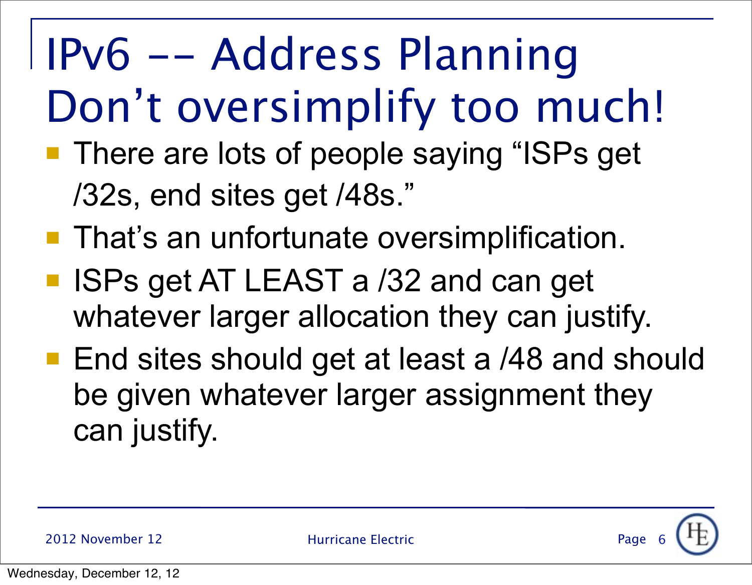# IPv6 -- Address Planning Don't oversimplify too much!

- There are lots of people saying "ISPs get /32s, end sites get /48s."
- That's an unfortunate oversimplification.
- ISPs get AT LEAST a /32 and can get whatever larger allocation they can justify.
- End sites should get at least a /48 and should be given whatever larger assignment they can justify.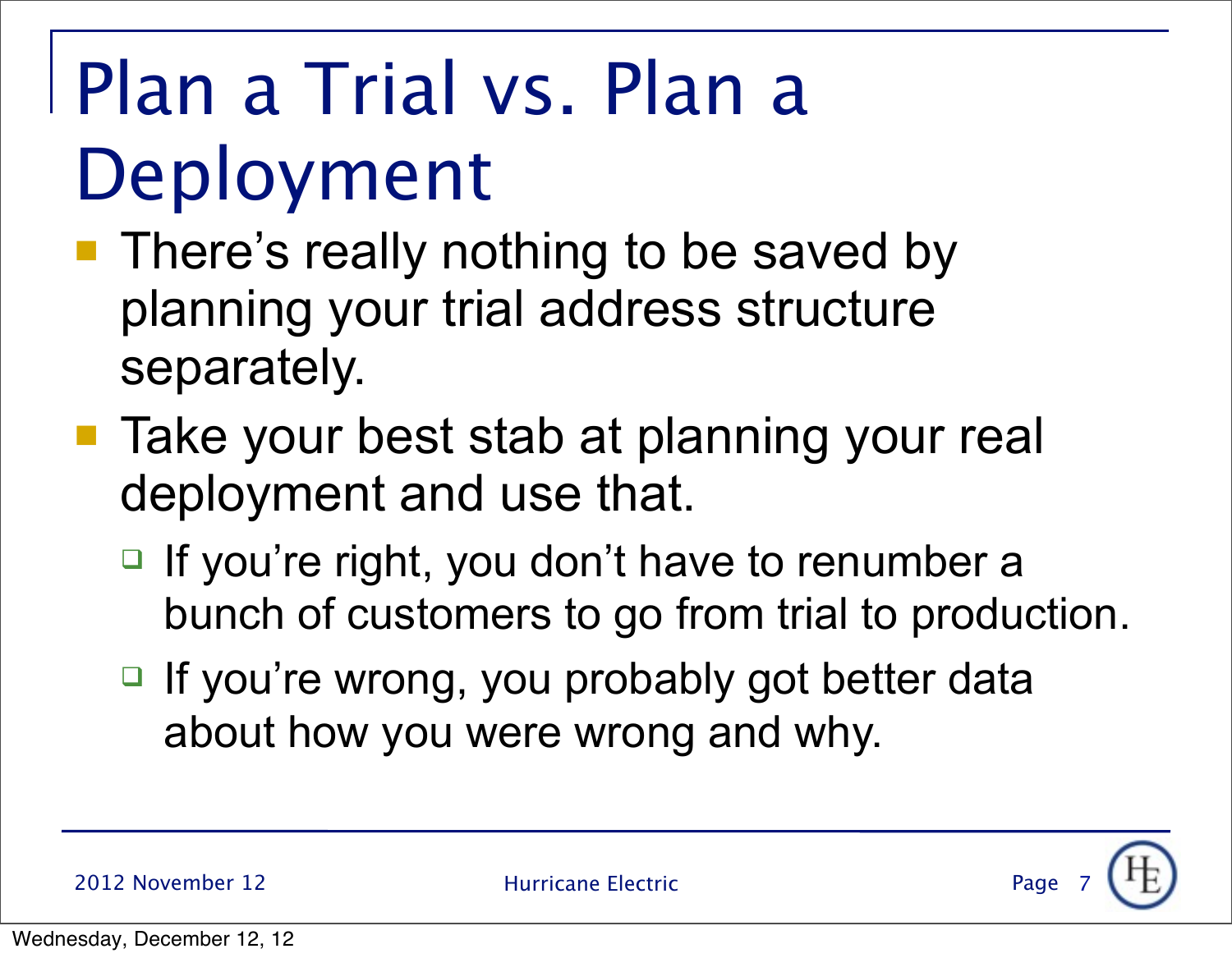# Plan a Trial vs. Plan a Deployment

- There's really nothing to be saved by planning your trial address structure separately.
- Take your best stab at planning your real deployment and use that.
  - If you're right, you don't have to renumber a bunch of customers to go from trial to production.
  - If you're wrong, you probably got better data about how you were wrong and why.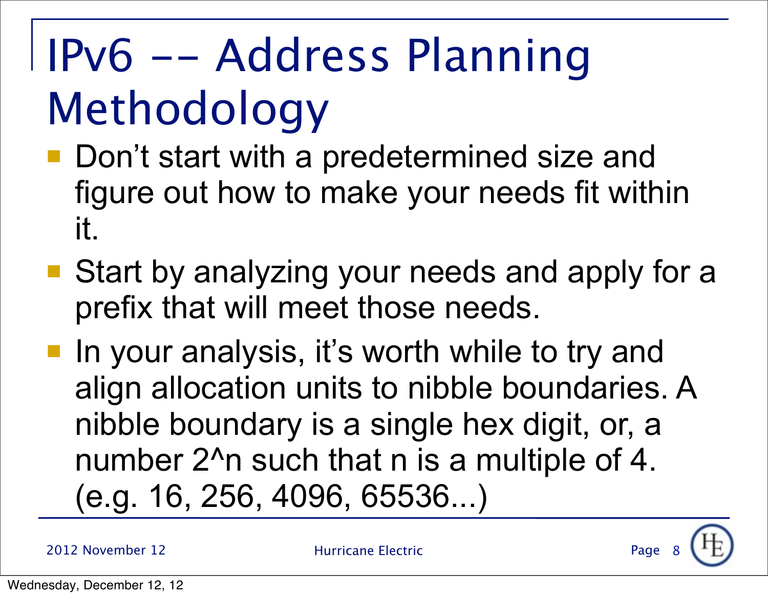# IPv6 -- Address Planning Methodology

- Don’t start with a predetermined size and figure out how to make your needs fit within it.
- Start by analyzing your needs and apply for a prefix that will meet those needs.
- In your analysis, it’s worth while to try and align allocation units to nibble boundaries. A nibble boundary is a single hex digit, or, a number $2^n$ such that n is a multiple of 4. (e.g. 16, 256, 4096, 65536...)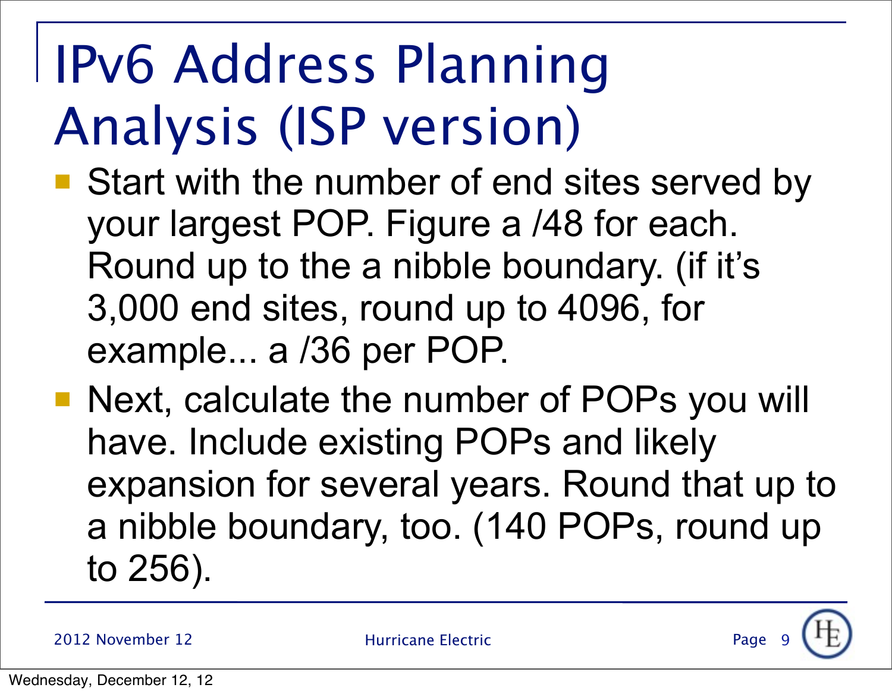# IPv6 Address Planning Analysis (ISP version)

- Start with the number of end sites served by your largest POP. Figure a /48 for each. Round up to the a nibble boundary. (if it's 3,000 end sites, round up to 4096, for example... a /36 per POP.
- Next, calculate the number of POPs you will have. Include existing POPs and likely expansion for several years. Round that up to a nibble boundary, too. (140 POPs, round up to 256).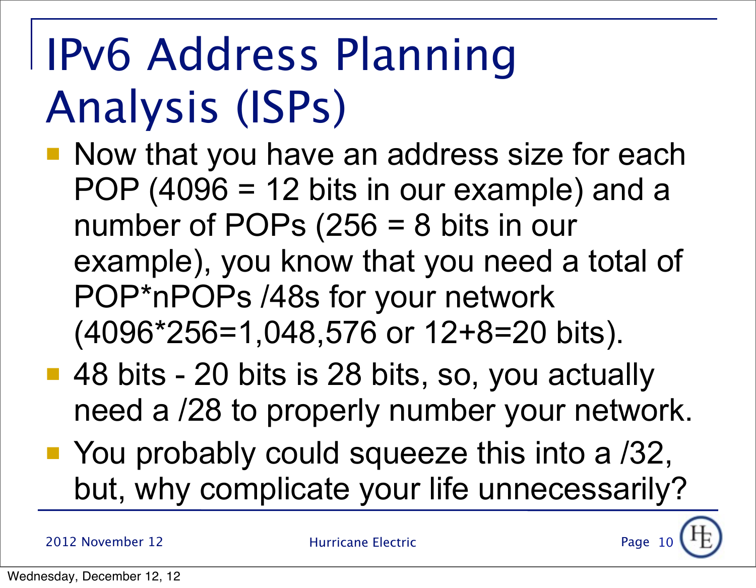# IPv6 Address Planning Analysis (ISPs)

- Now that you have an address size for each POP (4096 = 12 bits in our example) and a number of POPs (256 = 8 bits in our example), you know that you need a total of POP*nPOPs /48s for your network (4096*256=1,048,576 or 12+8=20 bits).
- 48 bits - 20 bits is 28 bits, so, you actually need a /28 to properly number your network.
- You probably could squeeze this into a /32, but, why complicate your life unnecessarily?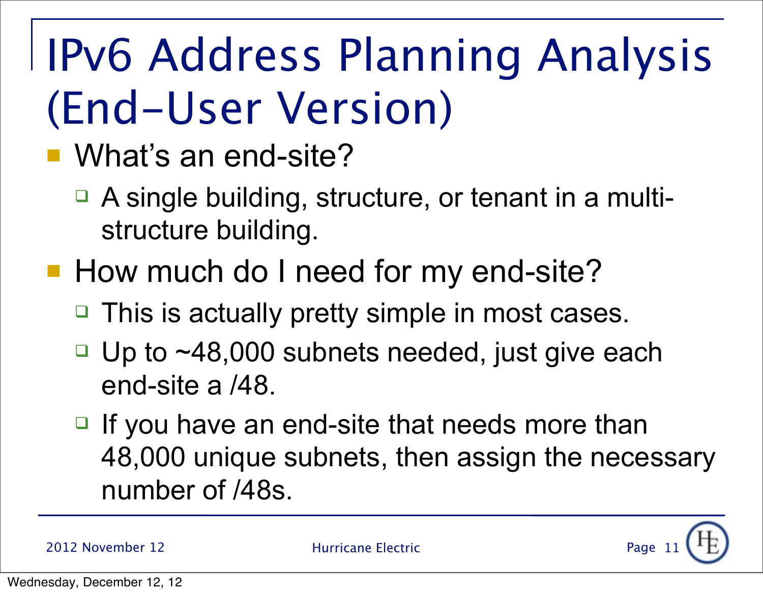# IPv6 Address Planning Analysis (End-User Version)

- What's an end-site?
  - A single building, structure, or tenant in a multi-structure building.
- How much do I need for my end-site?
  - This is actually pretty simple in most cases.
  - Up to ~48,000 subnets needed, just give each end-site a /48.
  - If you have an end-site that needs more than 48,000 unique subnets, then assign the necessary number of /48s.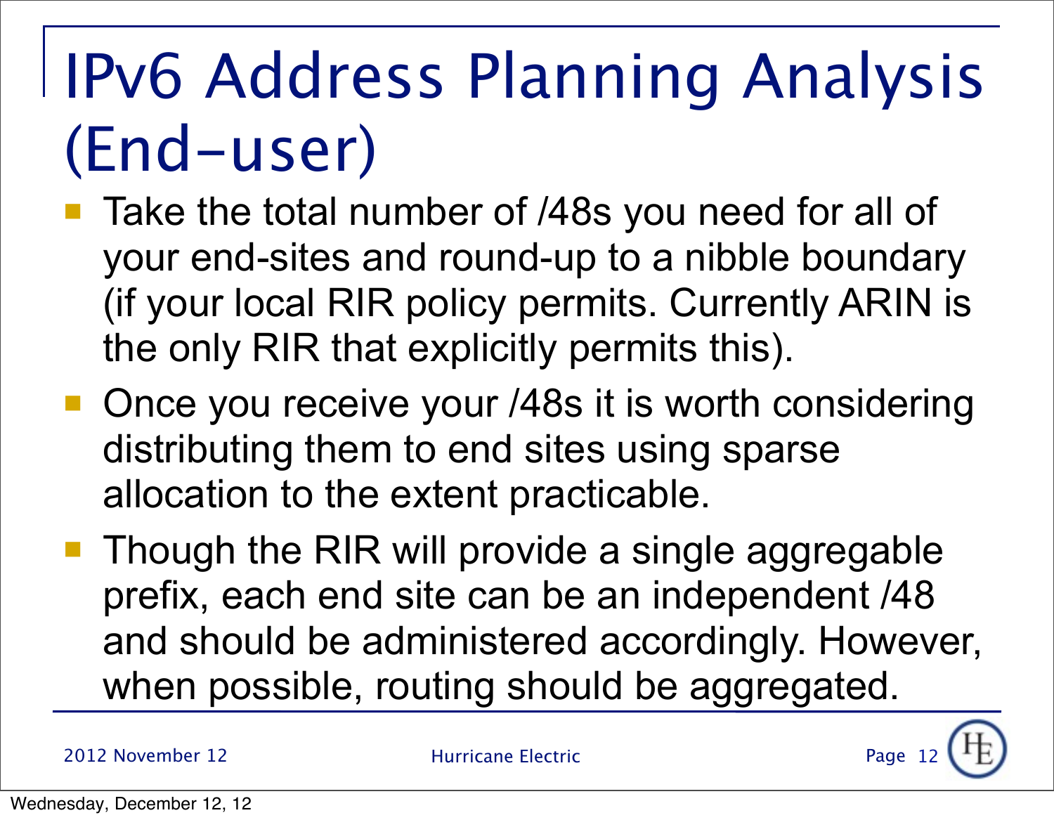# IPv6 Address Planning Analysis (End-user)

- Take the total number of /48s you need for all of your end-sites and round-up to a nibble boundary (if your local RIR policy permits. Currently ARIN is the only RIR that explicitly permits this).
- Once you receive your /48s it is worth considering distributing them to end sites using sparse allocation to the extent practicable.
- Though the RIR will provide a single aggregable prefix, each end site can be an independent /48 and should be administered accordingly. However, when possible, routing should be aggregated.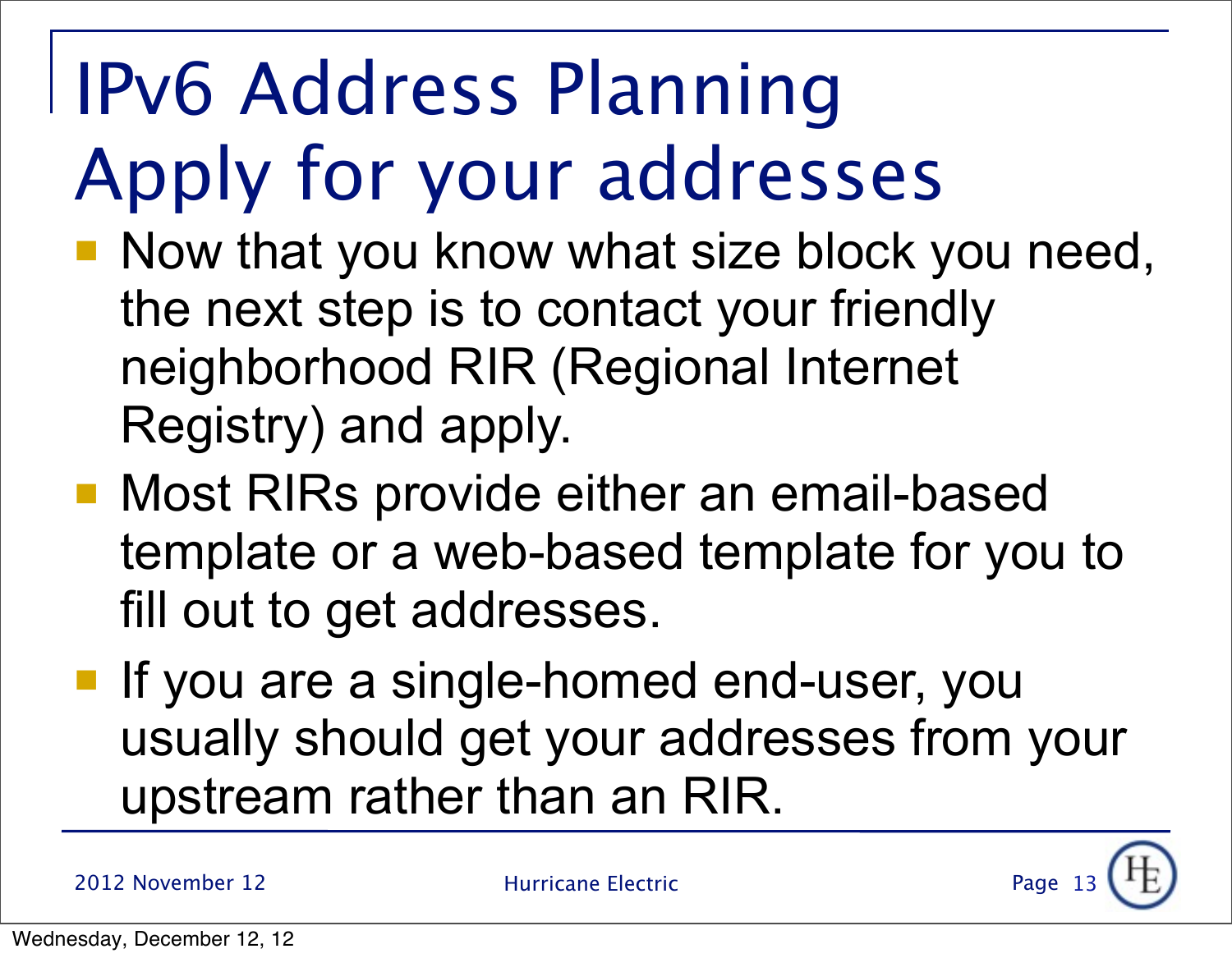# IPv6 Address Planning
# Apply for your addresses

- Now that you know what size block you need, the next step is to contact your friendly neighborhood RIR (Regional Internet Registry) and apply.
- Most RIRs provide either an email-based template or a web-based template for you to fill out to get addresses.
- If you are a single-homed end-user, you usually should get your addresses from your upstream rather than an RIR.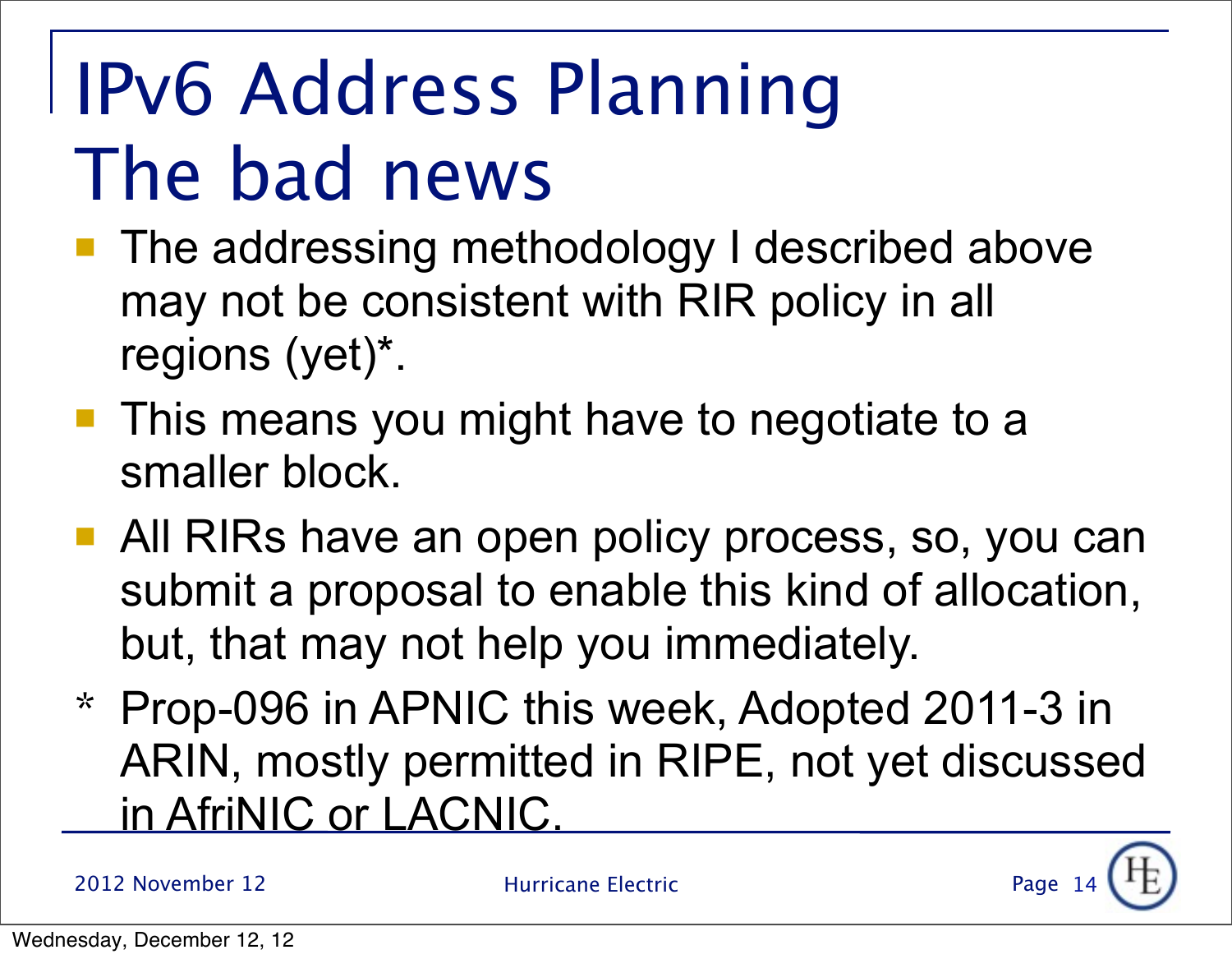# IPv6 Address Planning
# The bad news

- The addressing methodology I described above may not be consistent with RIR policy in all regions (yet)*.
- This means you might have to negotiate to a smaller block.
- All RIRs have an open policy process, so, you can submit a proposal to enable this kind of allocation, but, that may not help you immediately.

\* Prop-096 in APNIC this week, Adopted 2011-3 in ARIN, mostly permitted in RIPE, not yet discussed in AfriNIC or LACNIC.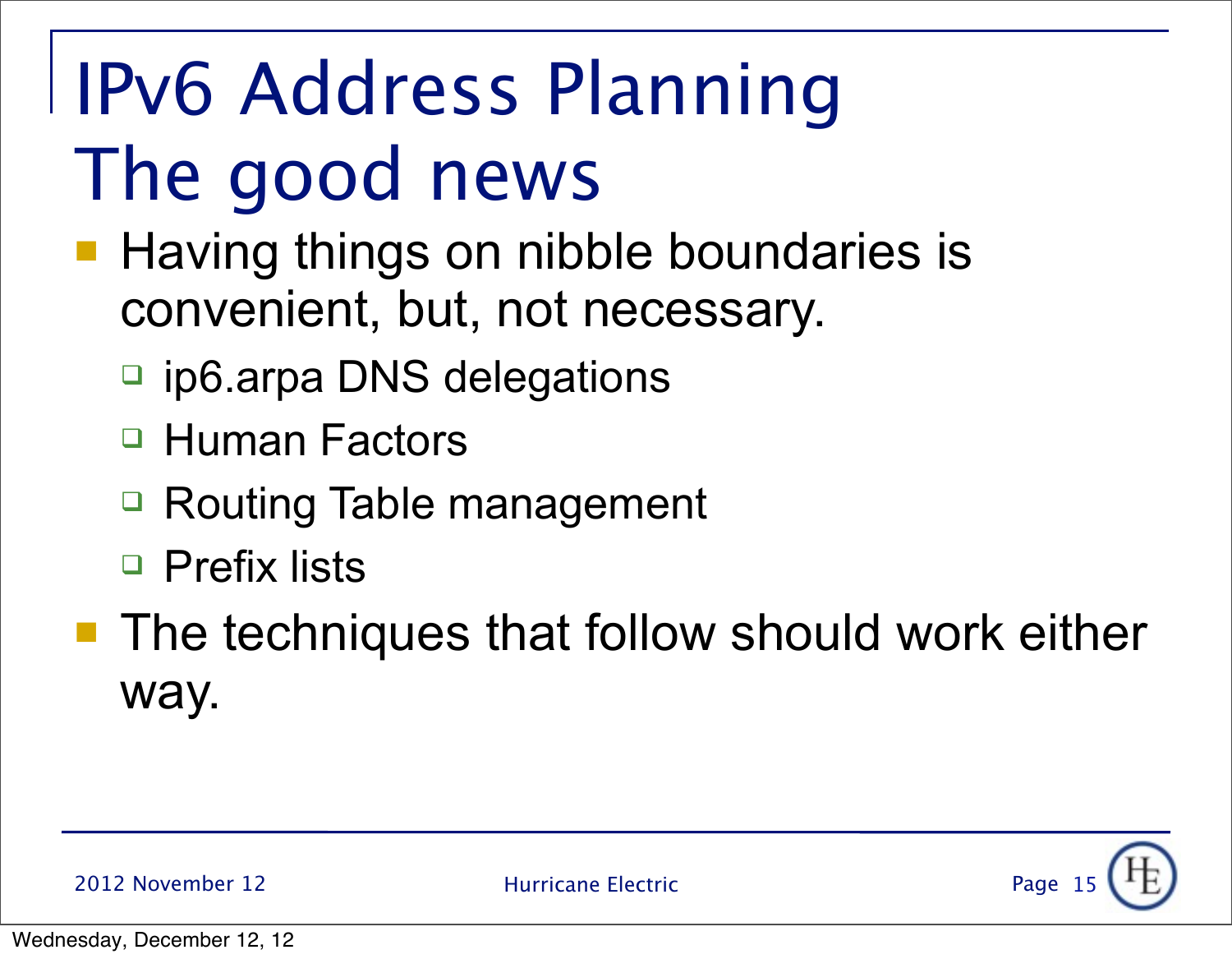# IPv6 Address Planning The good news

- Having things on nibble boundaries is convenient, but, not necessary.
  - ip6.arpa DNS delegations
  - Human Factors
  - Routing Table management
  - Prefix lists
- The techniques that follow should work either way.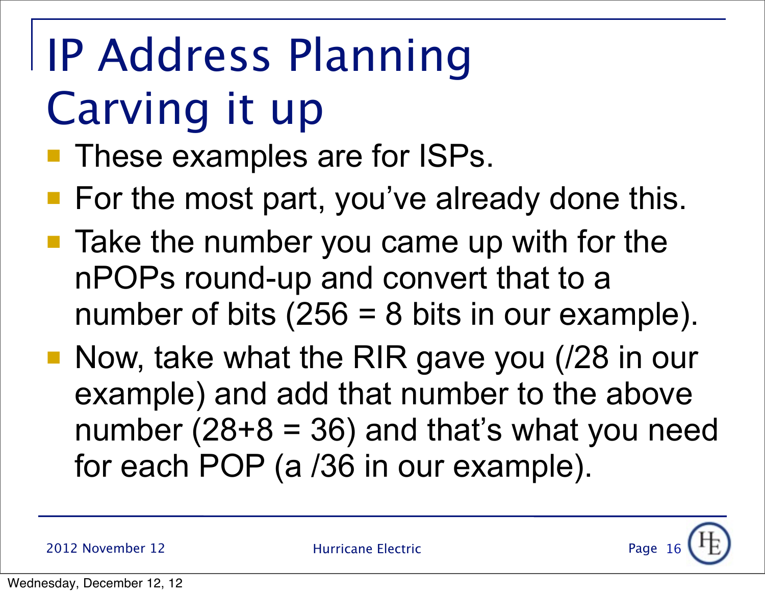# IP Address Planning Carving it up

- These examples are for ISPs.
- For the most part, you've already done this.
- Take the number you came up with for the nPOPs round-up and convert that to a number of bits (256 = 8 bits in our example).
- Now, take what the RIR gave you (/28 in our example) and add that number to the above number (28+8 = 36) and that's what you need for each POP (a /36 in our example).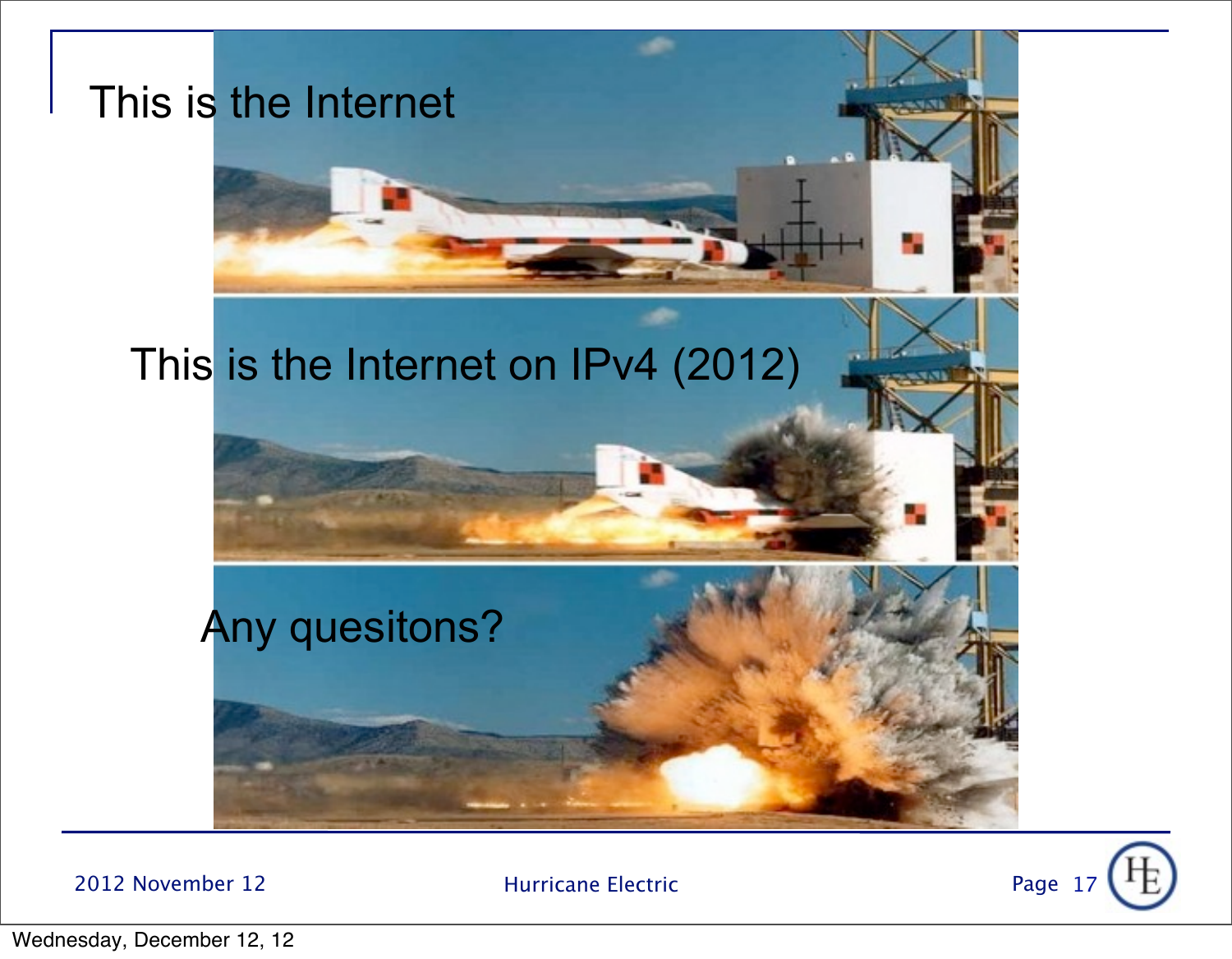This is the Internet

This is the Internet on IPv4 (2012)

Any quesitons?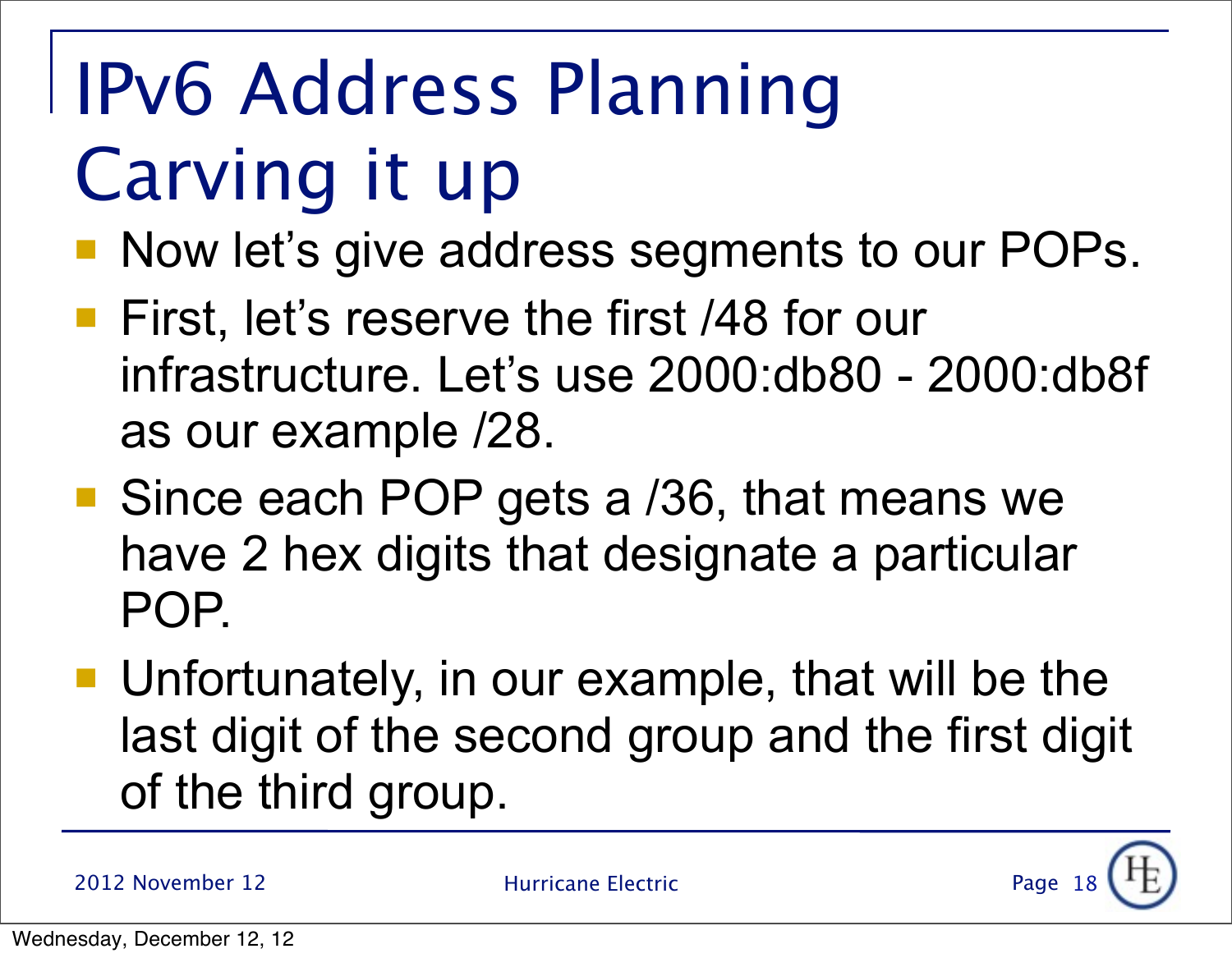# IPv6 Address Planning
# Carving it up

- Now let's give address segments to our POPs.
- First, let's reserve the first /48 for our infrastructure. Let's use 2000:db80 - 2000:db8f as our example /28.
- Since each POP gets a /36, that means we have 2 hex digits that designate a particular POP.
- Unfortunately, in our example, that will be the last digit of the second group and the first digit of the third group.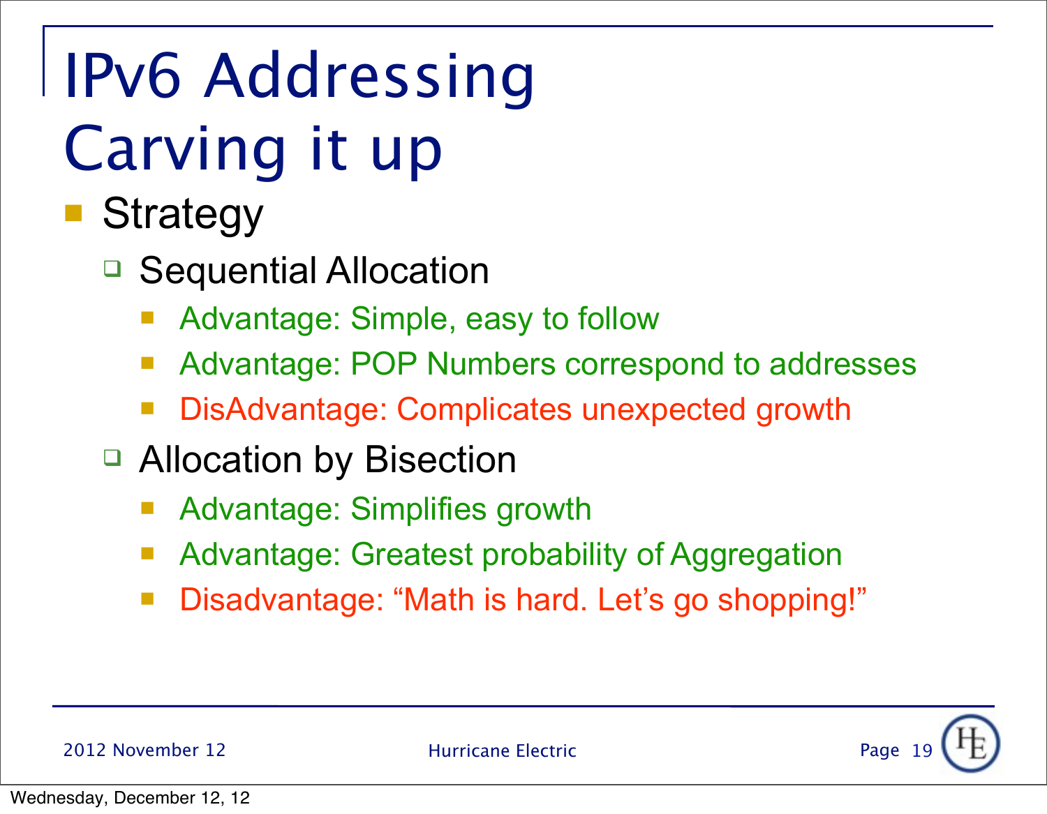# IPv6 Addressing
# Carving it up

- Strategy
  - Sequential Allocation
    - Advantage: Simple, easy to follow
    - Advantage: POP Numbers correspond to addresses
    - DisAdvantage: Complicates unexpected growth
  - Allocation by Bisection
    - Advantage: Simplifies growth
    - Advantage: Greatest probability of Aggregation
    - Disadvantage: “Math is hard. Let’s go shopping!”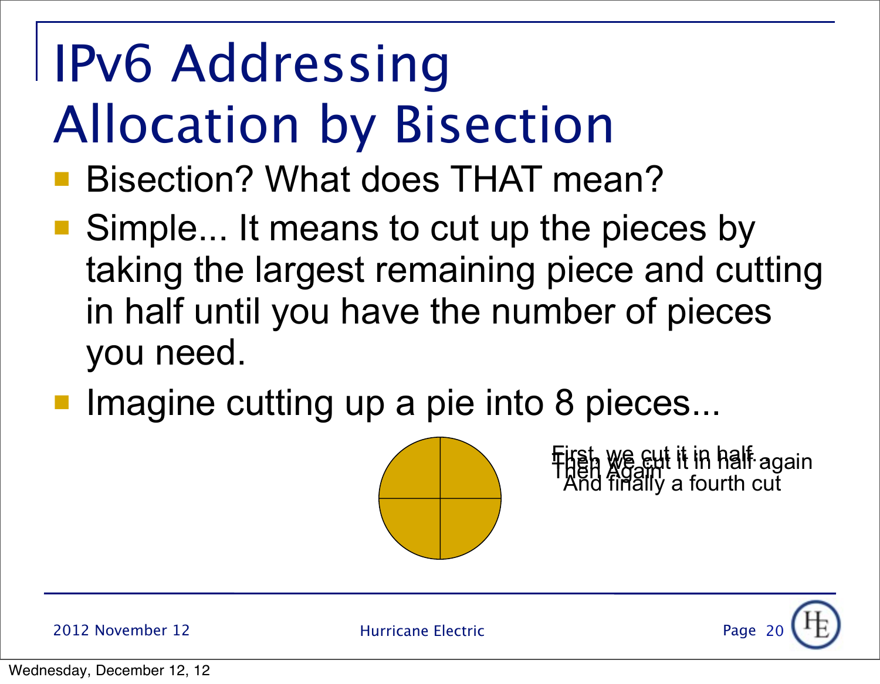# IPv6 Addressing Allocation by Bisection

- Bisection? What does THAT mean?
- Simple... It means to cut up the pieces by taking the largest remaining piece and cutting in half until you have the number of pieces you need.
- Imagine cutting up a pie into 8 pieces...

First, we cut it in half.
Then we cut it in half again
Then Again
And finally a fourth cut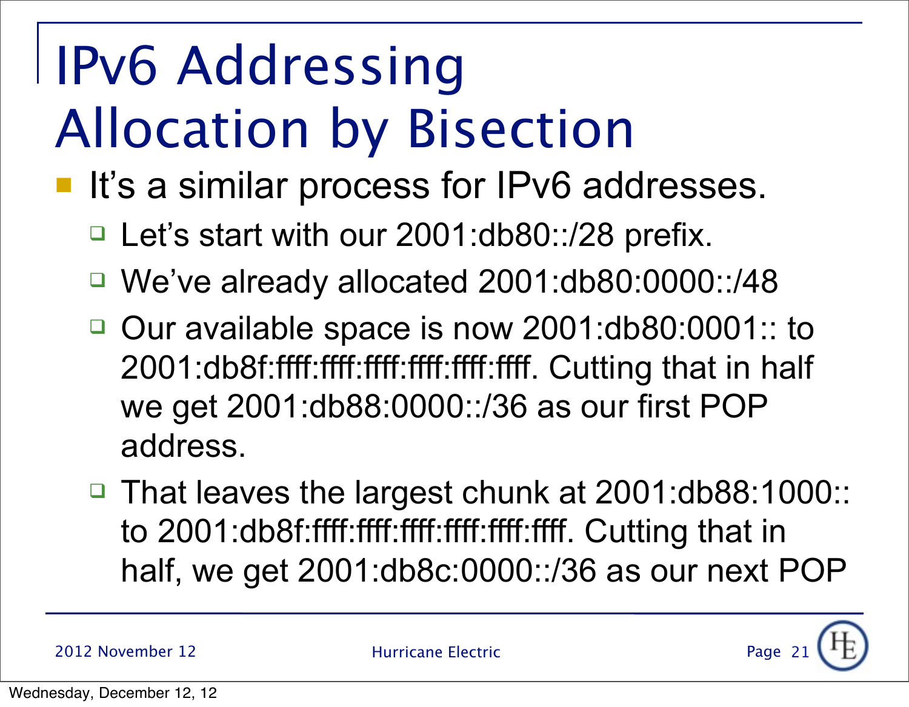# IPv6 Addressing Allocation by Bisection

- It's a similar process for IPv6 addresses.
  - Let's start with our 2001:db80::/28 prefix.
  - We've already allocated 2001:db80:0000::/48
  - Our available space is now 2001:db80:0001:: to 2001:db8f:ffff:ffff:ffff:ffff:ffff:ffff. Cutting that in half we get 2001:db88:0000::/36 as our first POP address.
  - That leaves the largest chunk at 2001:db88:1000:: to 2001:db8f:ffff:ffff:ffff:ffff:ffff:ffff. Cutting that in half, we get 2001:db8c:0000::/36 as our next POP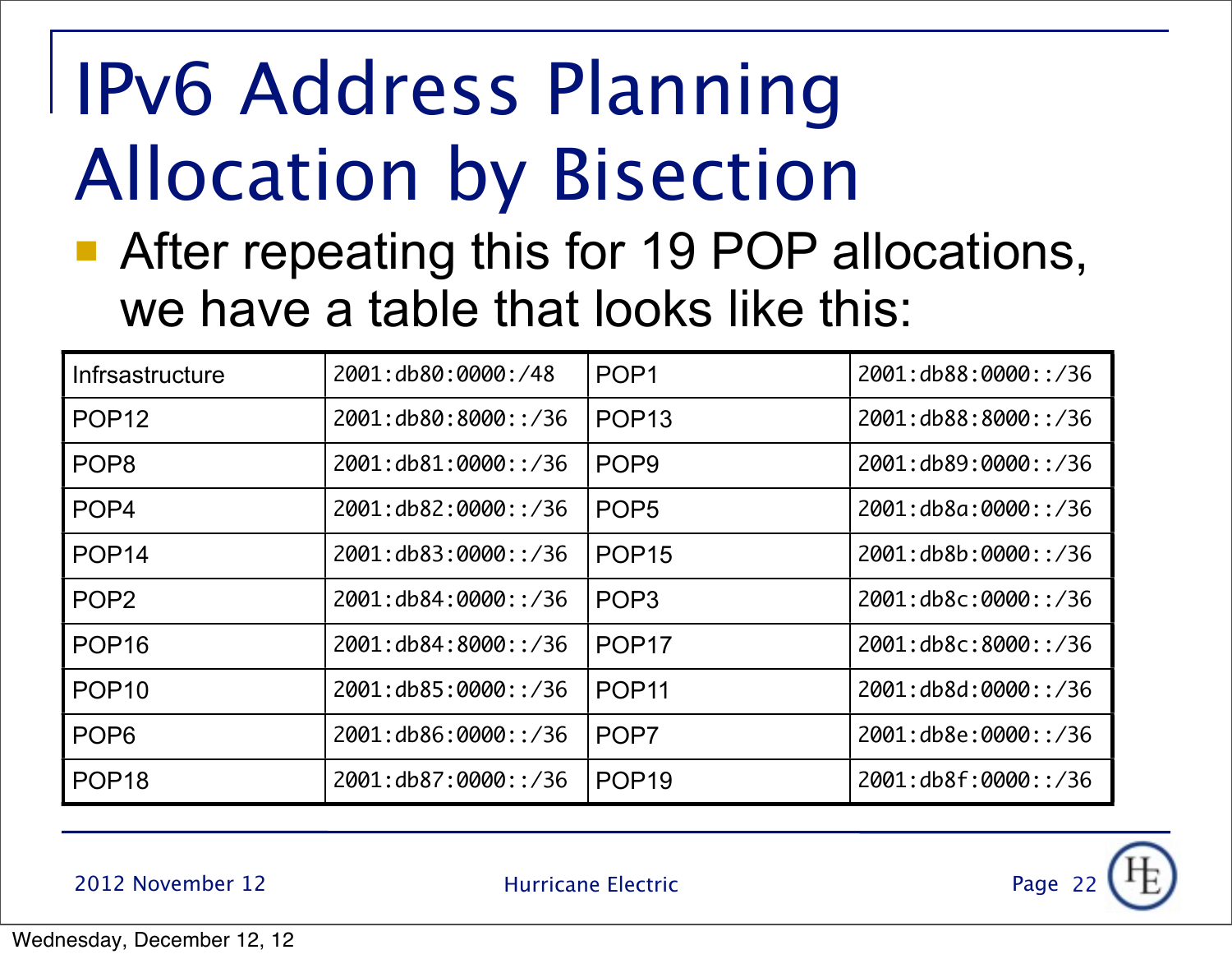# IPv6 Address Planning Allocation by Bisection

- After repeating this for 19 POP allocations, we have a table that looks like this:

| | | | |
|---|---|---|---|
| Infrsastructure | 2001:db80:0000:/48 | POP1 | 2001:db88:0000::/36 |
| POP12 | 2001:db80:8000::/36 | POP13 | 2001:db88:8000::/36 |
| POP8 | 2001:db81:0000::/36 | POP9 | 2001:db89:0000::/36 |
| POP4 | 2001:db82:0000::/36 | POP5 | 2001:db8a:0000::/36 |
| POP14 | 2001:db83:0000::/36 | POP15 | 2001:db8b:0000::/36 |
| POP2 | 2001:db84:0000::/36 | POP3 | 2001:db8c:0000::/36 |
| POP16 | 2001:db84:8000::/36 | POP17 | 2001:db8c:8000::/36 |
| POP10 | 2001:db85:0000::/36 | POP11 | 2001:db8d:0000::/36 |
| POP6 | 2001:db86:0000::/36 | POP7 | 2001:db8e:0000::/36 |
| POP18 | 2001:db87:0000::/36 | POP19 | 2001:db8f:0000::/36 |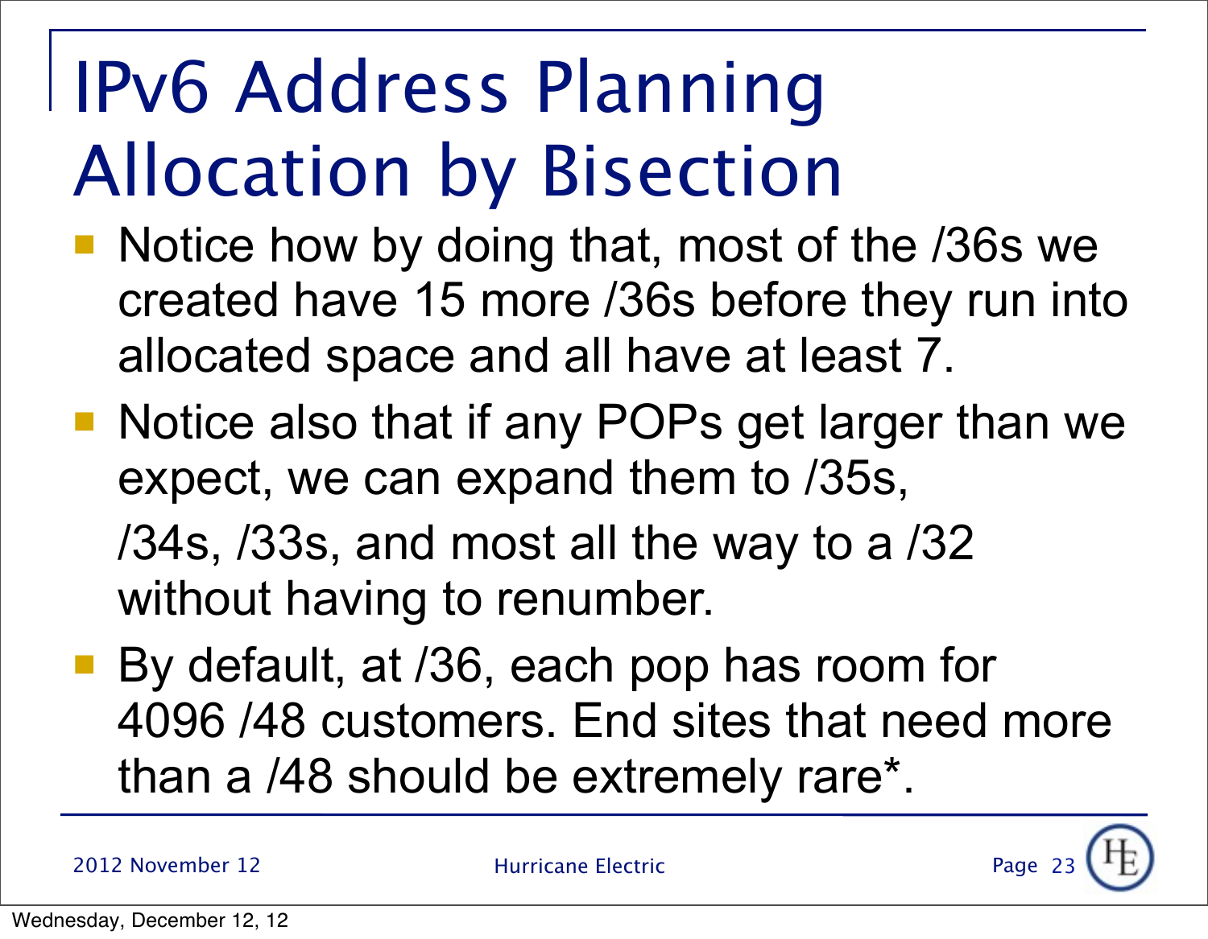# IPv6 Address Planning Allocation by Bisection

- Notice how by doing that, most of the /36s we created have 15 more /36s before they run into allocated space and all have at least 7.
- Notice also that if any POPs get larger than we expect, we can expand them to /35s,

  /34s, /33s, and most all the way to a /32 without having to renumber.
- By default, at /36, each pop has room for 4096 /48 customers. End sites that need more than a /48 should be extremely rare*.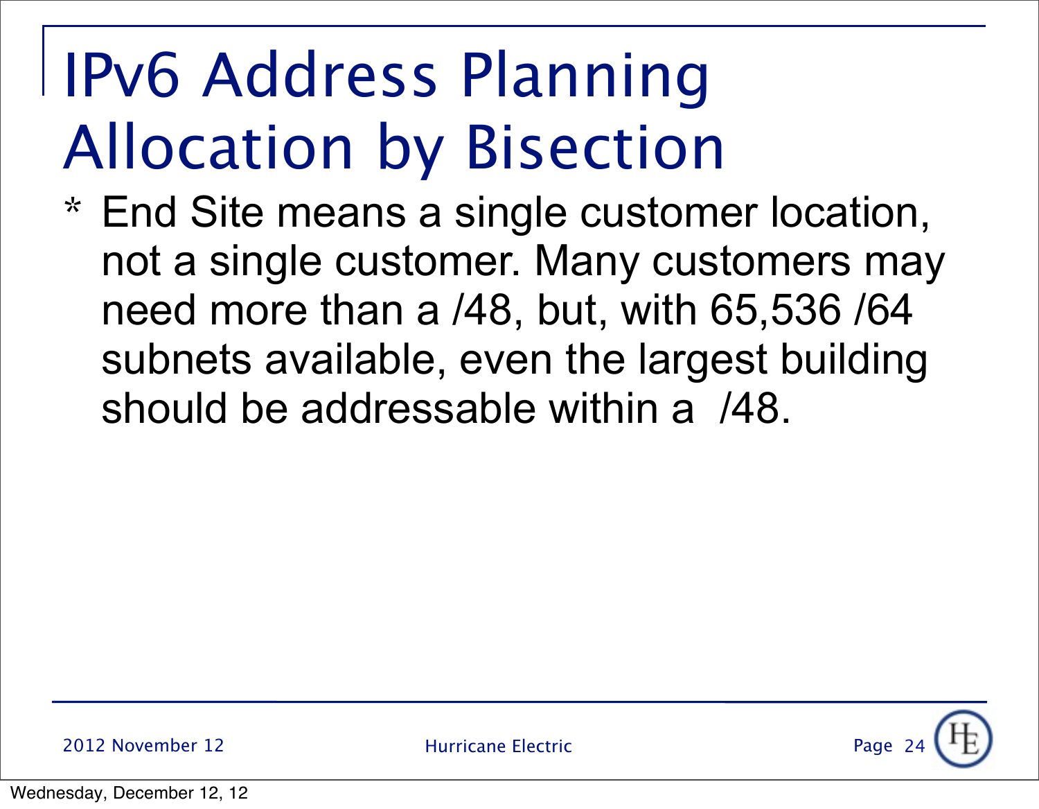# IPv6 Address Planning Allocation by Bisection

* End Site means a single customer location, not a single customer. Many customers may need more than a /48, but, with 65,536 /64 subnets available, even the largest building should be addressable within a /48.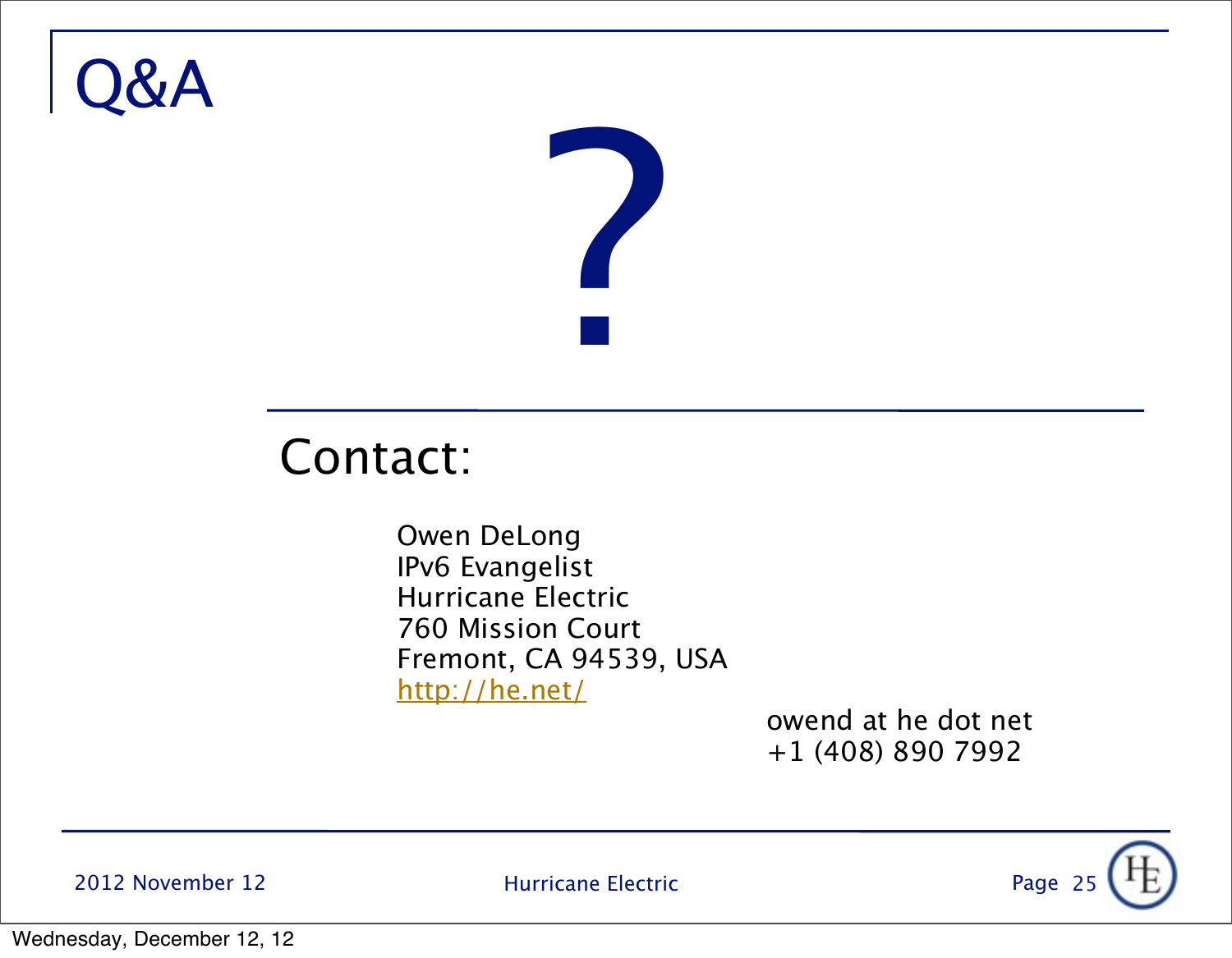# Q&A

?

## Contact:

Owen DeLong
IPv6 Evangelist
Hurricane Electric
760 Mission Court
Fremont, CA 94539, USA
http://he.net/

owend at he dot net
+1 (408) 890 7992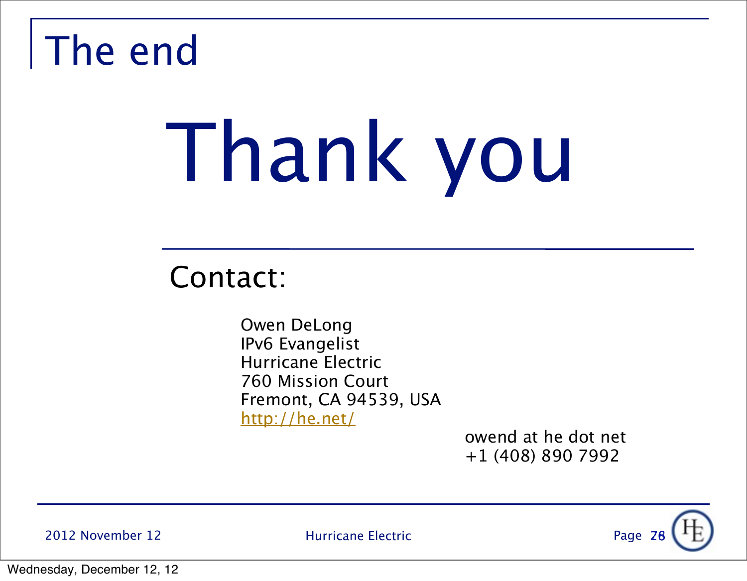# The end

# Thank you

## Contact:

Owen DeLong
IPv6 Evangelist
Hurricane Electric
760 Mission Court
Fremont, CA 94539, USA
http://he.net/

owend at he dot net
+1 (408) 890 7992